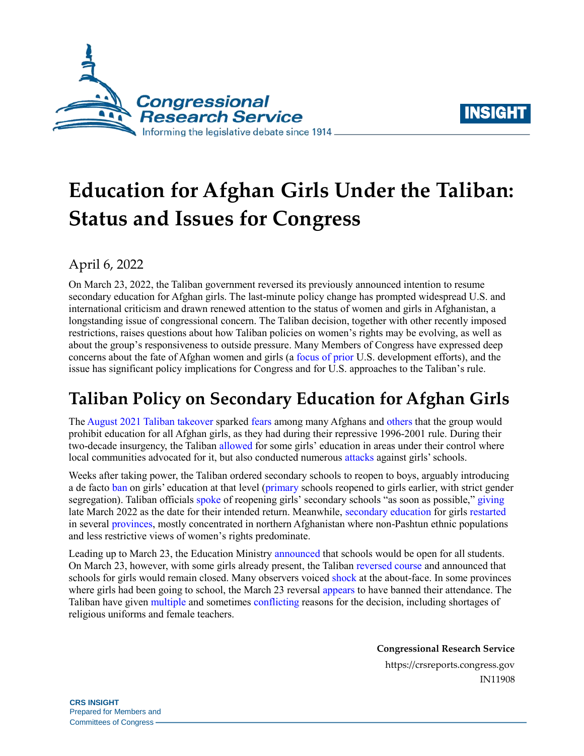# Education for Afghan Girls Under the Taliban: Status and Issues for Congress

April 6, 2022

On March 23, 2022, the Taliban government reversed its previously announced intention to resume secondary education for Afghan girls. The last-minute policy change has prompted widespread U.S. and international criticism and drawn renewed attention to the status of women and girls in Afghanistan, a longstanding issue of congressional concern. The Taliban decision, together with other recently imposed restrictions, raises questions about how Taliban policies on women's rights may be evolving, as well as about the group's responsiveness to outside pressure. Many Members of Congress have expressed deep concerns about the fate of Afghan women and girls (a focus of prior U.S. development efforts), and the issue has significant policy implications for Congress and for U.S. approaches to the Taliban's rule.

## Taliban Policy on Secondary Education for Afghan Girls

The August 2021 Taliban takeover sparked fears among many Afghans and others that the group would prohibit education for all Afghan girls, as they had during their repressive 1996-2001 rule. During their two-decade insurgency, the Taliban allowed for some girls' education in areas under their control where local communities advocated for it, but also conducted numerous attacks against girls' schools.

Weeks after taking power, the Taliban ordered secondary schools to reopen to boys, arguably introducing a de facto ban on girls' education at that level (primary schools reopened to girls earlier, with strict gender segregation). Taliban officials spoke of reopening girls' secondary schools "as soon as possible," giving late March 2022 as the date for their intended return. Meanwhile, secondary education for girls restarted in several provinces, mostly concentrated in northern Afghanistan where non-Pashtun ethnic populations and less restrictive views of women's rights predominate.

Leading up to March 23, the Education Ministry announced that schools would be open for all students. On March 23, however, with some girls already present, the Taliban reversed course and announced that schools for girls would remain closed. Many observers voiced shock at the about-face. In some provinces where girls had been going to school, the March 23 reversal appears to have banned their attendance. The Taliban have given multiple and sometimes conflicting reasons for the decision, including shortages of religious uniforms and female teachers.

**Congressional Research Service**

https://crsreports.congress.gov

IN11908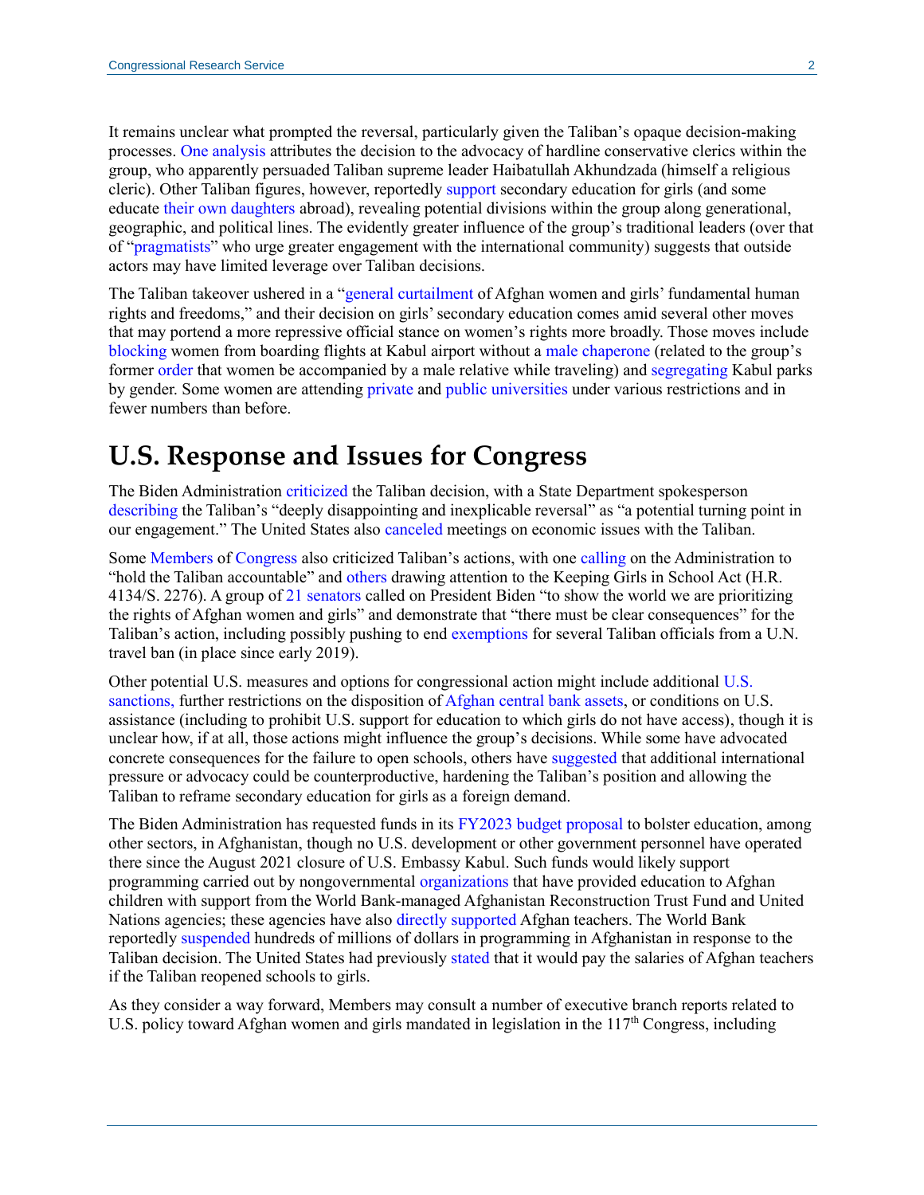It remains unclear what prompted the reversal, particularly given the Taliban's opaque decision-making processes. One analysis attributes the decision to the advocacy of hardline conservative clerics within the group, who apparently persuaded Taliban supreme leader Haibatullah Akhundzada (himself a religious cleric). Other Taliban figures, however, reportedly support secondary education for girls (and some educate their own daughters abroad), revealing potential divisions within the group along generational, geographic, and political lines. The evidently greater influence of the group's traditional leaders (over that of "pragmatists" who urge greater engagement with the international community) suggests that outside actors may have limited leverage over Taliban decisions.

The Taliban takeover ushered in a "general curtailment of Afghan women and girls' fundamental human rights and freedoms," and their decision on girls' secondary education comes amid several other moves that may portend a more repressive official stance on women's rights more broadly. Those moves include blocking women from boarding flights at Kabul airport without a male chaperone (related to the group's former order that women be accompanied by a male relative while traveling) and segregating Kabul parks by gender. Some women are attending private and public universities under various restrictions and in fewer numbers than before.

# U.S. Response and Issues for Congress

The Biden Administration criticized the Taliban decision, with a State Department spokesperson describing the Taliban's "deeply disappointing and inexplicable reversal" as "a potential turning point in our engagement." The United States also canceled meetings on economic issues with the Taliban.

Some Members of Congress also criticized Taliban's actions, with one calling on the Administration to "hold the Taliban accountable" and others drawing attention to the Keeping Girls in School Act (H.R. 4134/S. 2276). A group of 21 senators called on President Biden "to show the world we are prioritizing the rights of Afghan women and girls" and demonstrate that "there must be clear consequences" for the Taliban's action, including possibly pushing to end exemptions for several Taliban officials from a U.N. travel ban (in place since early 2019).

Other potential U.S. measures and options for congressional action might include additional U.S. sanctions, further restrictions on the disposition of Afghan central bank assets, or conditions on U.S. assistance (including to prohibit U.S. support for education to which girls do not have access), though it is unclear how, if at all, those actions might influence the group's decisions. While some have advocated concrete consequences for the failure to open schools, others have suggested that additional international pressure or advocacy could be counterproductive, hardening the Taliban's position and allowing the Taliban to reframe secondary education for girls as a foreign demand.

The Biden Administration has requested funds in its FY2023 budget proposal to bolster education, among other sectors, in Afghanistan, though no U.S. development or other government personnel have operated there since the August 2021 closure of U.S. Embassy Kabul. Such funds would likely support programming carried out by nongovernmental organizations that have provided education to Afghan children with support from the World Bank-managed Afghanistan Reconstruction Trust Fund and United Nations agencies; these agencies have also directly supported Afghan teachers. The World Bank reportedly suspended hundreds of millions of dollars in programming in Afghanistan in response to the Taliban decision. The United States had previously stated that it would pay the salaries of Afghan teachers if the Taliban reopened schools to girls.

As they consider a way forward, Members may consult a number of executive branch reports related to U.S. policy toward Afghan women and girls mandated in legislation in the 117th Congress, including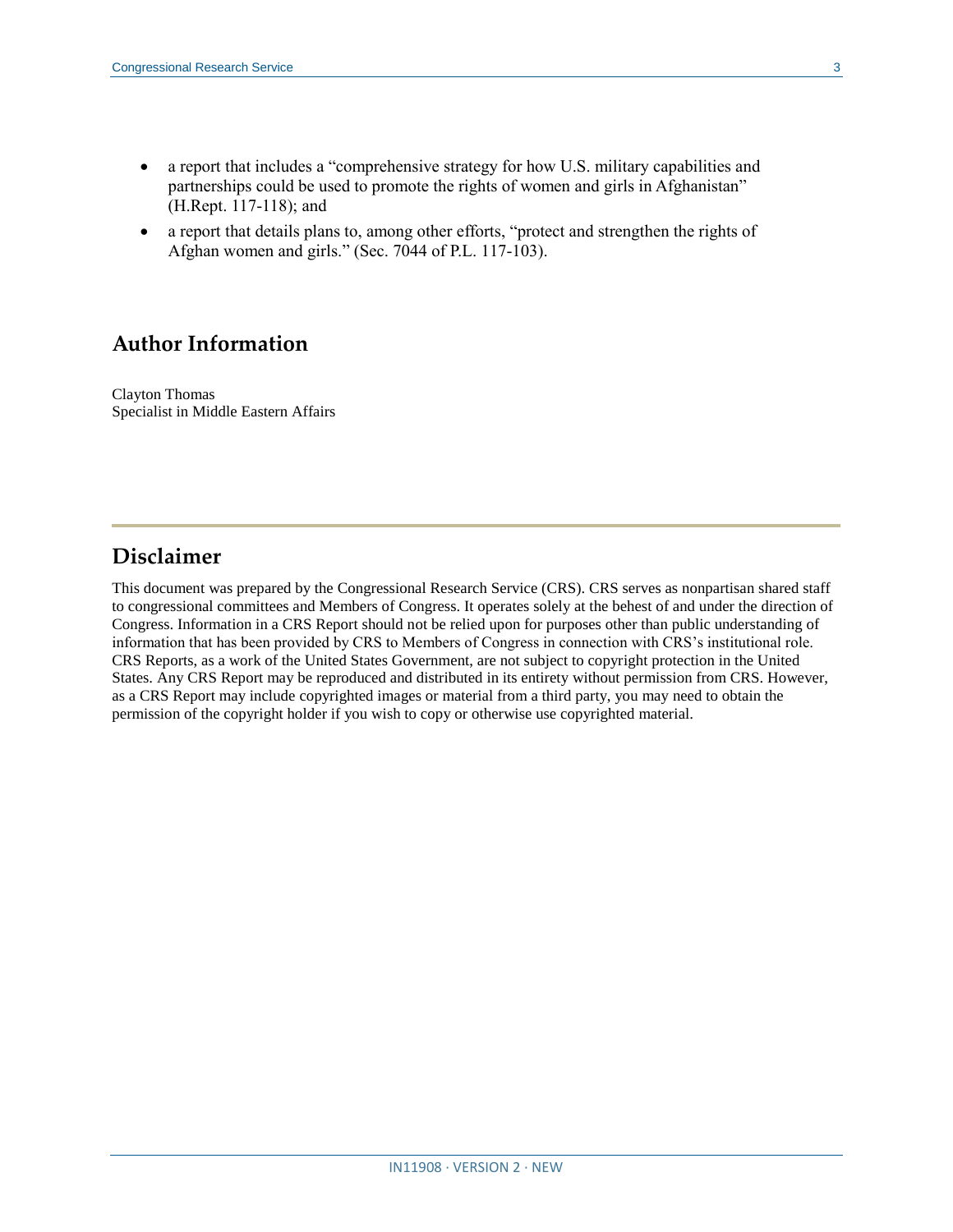- a report that includes a "comprehensive strategy for how U.S. military capabilities and partnerships could be used to promote the rights of women and girls in Afghanistan" (H.Rept. 117-118); and
- a report that details plans to, among other efforts, "protect and strengthen the rights of Afghan women and girls." (Sec. 7044 of P.L. 117-103).

## Author Information

Clayton Thomas
Specialist in Middle Eastern Affairs

## Disclaimer

This document was prepared by the Congressional Research Service (CRS). CRS serves as nonpartisan shared staff to congressional committees and Members of Congress. It operates solely at the behest of and under the direction of Congress. Information in a CRS Report should not be relied upon for purposes other than public understanding of information that has been provided by CRS to Members of Congress in connection with CRS's institutional role. CRS Reports, as a work of the United States Government, are not subject to copyright protection in the United States. Any CRS Report may be reproduced and distributed in its entirety without permission from CRS. However, as a CRS Report may include copyrighted images or material from a third party, you may need to obtain the permission of the copyright holder if you wish to copy or otherwise use copyrighted material.